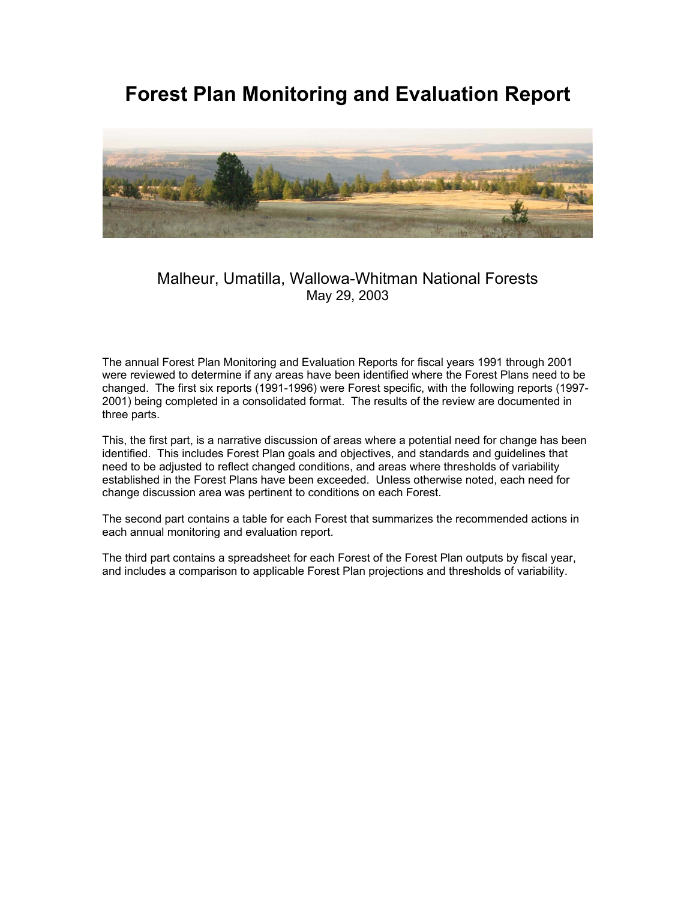# Forest Plan Monitoring and Evaluation Report

Malheur, Umatilla, Wallowa-Whitman National Forests
May 29, 2003

The annual Forest Plan Monitoring and Evaluation Reports for fiscal years 1991 through 2001 were reviewed to determine if any areas have been identified where the Forest Plans need to be changed. The first six reports (1991-1996) were Forest specific, with the following reports (1997-2001) being completed in a consolidated format. The results of the review are documented in three parts.

This, the first part, is a narrative discussion of areas where a potential need for change has been identified. This includes Forest Plan goals and objectives, and standards and guidelines that need to be adjusted to reflect changed conditions, and areas where thresholds of variability established in the Forest Plans have been exceeded. Unless otherwise noted, each need for change discussion area was pertinent to conditions on each Forest.

The second part contains a table for each Forest that summarizes the recommended actions in each annual monitoring and evaluation report.

The third part contains a spreadsheet for each Forest of the Forest Plan outputs by fiscal year, and includes a comparison to applicable Forest Plan projections and thresholds of variability.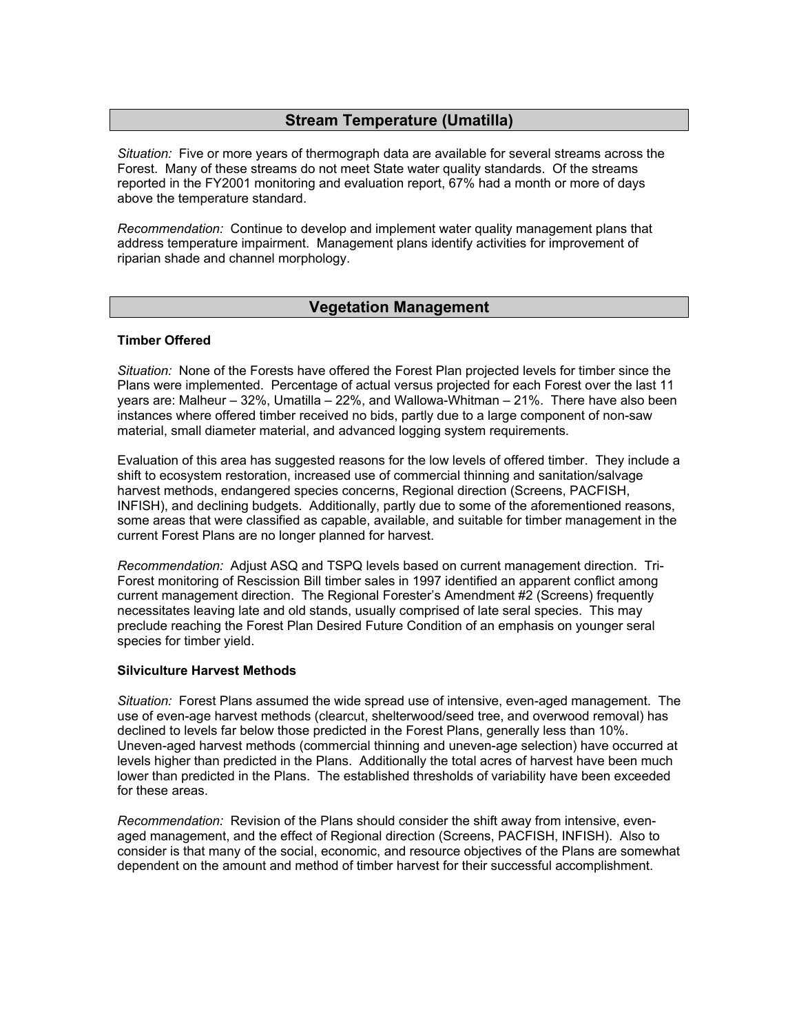## Stream Temperature (Umatilla)

*Situation:* Five or more years of thermograph data are available for several streams across the Forest. Many of these streams do not meet State water quality standards. Of the streams reported in the FY2001 monitoring and evaluation report, 67% had a month or more of days above the temperature standard.

*Recommendation:* Continue to develop and implement water quality management plans that address temperature impairment. Management plans identify activities for improvement of riparian shade and channel morphology.

## Vegetation Management

**Timber Offered**

*Situation:* None of the Forests have offered the Forest Plan projected levels for timber since the Plans were implemented. Percentage of actual versus projected for each Forest over the last 11 years are: Malheur – 32%, Umatilla – 22%, and Wallowa-Whitman – 21%. There have also been instances where offered timber received no bids, partly due to a large component of non-saw material, small diameter material, and advanced logging system requirements.

Evaluation of this area has suggested reasons for the low levels of offered timber. They include a shift to ecosystem restoration, increased use of commercial thinning and sanitation/salvage harvest methods, endangered species concerns, Regional direction (Screens, PACFISH, INFISH), and declining budgets. Additionally, partly due to some of the aforementioned reasons, some areas that were classified as capable, available, and suitable for timber management in the current Forest Plans are no longer planned for harvest.

*Recommendation:* Adjust ASQ and TSPQ levels based on current management direction. Tri-Forest monitoring of Rescission Bill timber sales in 1997 identified an apparent conflict among current management direction. The Regional Forester's Amendment #2 (Screens) frequently necessitates leaving late and old stands, usually comprised of late seral species. This may preclude reaching the Forest Plan Desired Future Condition of an emphasis on younger seral species for timber yield.

**Silviculture Harvest Methods**

*Situation:* Forest Plans assumed the wide spread use of intensive, even-aged management. The use of even-age harvest methods (clearcut, shelterwood/seed tree, and overwood removal) has declined to levels far below those predicted in the Forest Plans, generally less than 10%. Uneven-aged harvest methods (commercial thinning and uneven-age selection) have occurred at levels higher than predicted in the Plans. Additionally the total acres of harvest have been much lower than predicted in the Plans. The established thresholds of variability have been exceeded for these areas.

*Recommendation:* Revision of the Plans should consider the shift away from intensive, even-aged management, and the effect of Regional direction (Screens, PACFISH, INFISH). Also to consider is that many of the social, economic, and resource objectives of the Plans are somewhat dependent on the amount and method of timber harvest for their successful accomplishment.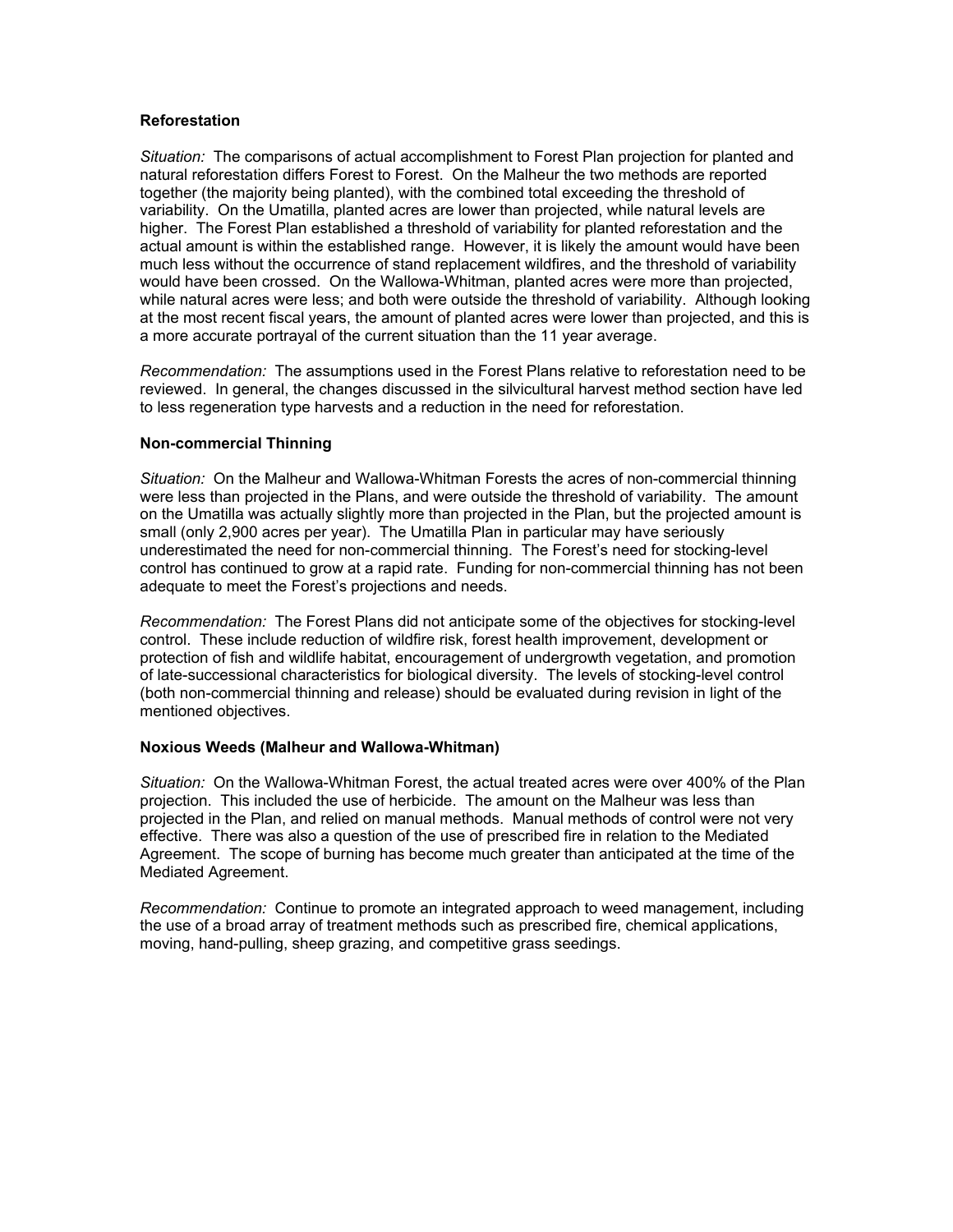**Reforestation**

*Situation:* The comparisons of actual accomplishment to Forest Plan projection for planted and natural reforestation differs Forest to Forest. On the Malheur the two methods are reported together (the majority being planted), with the combined total exceeding the threshold of variability. On the Umatilla, planted acres are lower than projected, while natural levels are higher. The Forest Plan established a threshold of variability for planted reforestation and the actual amount is within the established range. However, it is likely the amount would have been much less without the occurrence of stand replacement wildfires, and the threshold of variability would have been crossed. On the Wallowa-Whitman, planted acres were more than projected, while natural acres were less; and both were outside the threshold of variability. Although looking at the most recent fiscal years, the amount of planted acres were lower than projected, and this is a more accurate portrayal of the current situation than the 11 year average.

*Recommendation:* The assumptions used in the Forest Plans relative to reforestation need to be reviewed. In general, the changes discussed in the silvicultural harvest method section have led to less regeneration type harvests and a reduction in the need for reforestation.

**Non-commercial Thinning**

*Situation:* On the Malheur and Wallowa-Whitman Forests the acres of non-commercial thinning were less than projected in the Plans, and were outside the threshold of variability. The amount on the Umatilla was actually slightly more than projected in the Plan, but the projected amount is small (only 2,900 acres per year). The Umatilla Plan in particular may have seriously underestimated the need for non-commercial thinning. The Forest's need for stocking-level control has continued to grow at a rapid rate. Funding for non-commercial thinning has not been adequate to meet the Forest's projections and needs.

*Recommendation:* The Forest Plans did not anticipate some of the objectives for stocking-level control. These include reduction of wildfire risk, forest health improvement, development or protection of fish and wildlife habitat, encouragement of undergrowth vegetation, and promotion of late-successional characteristics for biological diversity. The levels of stocking-level control (both non-commercial thinning and release) should be evaluated during revision in light of the mentioned objectives.

**Noxious Weeds (Malheur and Wallowa-Whitman)**

*Situation:* On the Wallowa-Whitman Forest, the actual treated acres were over 400% of the Plan projection. This included the use of herbicide. The amount on the Malheur was less than projected in the Plan, and relied on manual methods. Manual methods of control were not very effective. There was also a question of the use of prescribed fire in relation to the Mediated Agreement. The scope of burning has become much greater than anticipated at the time of the Mediated Agreement.

*Recommendation:* Continue to promote an integrated approach to weed management, including the use of a broad array of treatment methods such as prescribed fire, chemical applications, moving, hand-pulling, sheep grazing, and competitive grass seedings.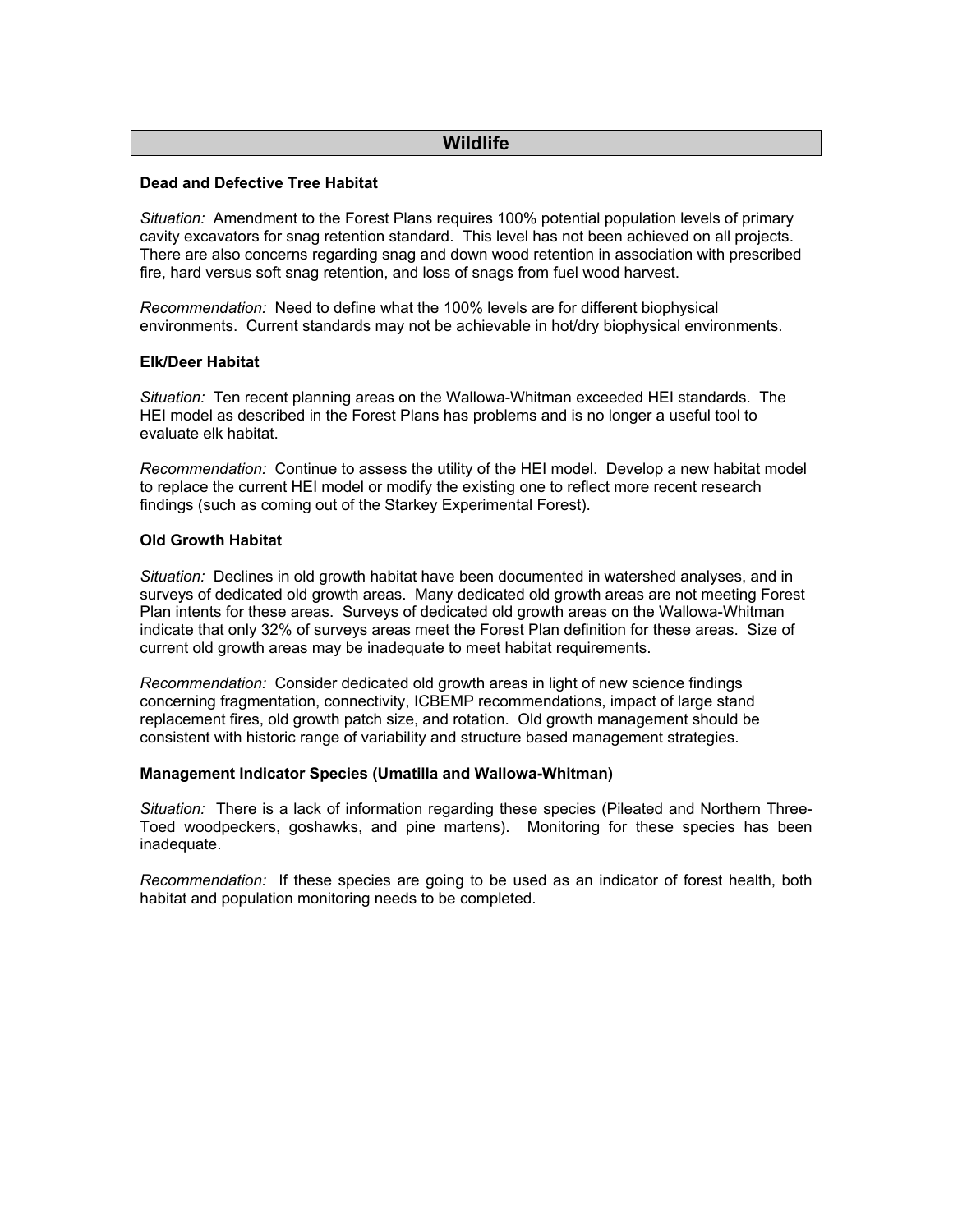## Wildlife

### Dead and Defective Tree Habitat

*Situation:* Amendment to the Forest Plans requires 100% potential population levels of primary cavity excavators for snag retention standard. This level has not been achieved on all projects. There are also concerns regarding snag and down wood retention in association with prescribed fire, hard versus soft snag retention, and loss of snags from fuel wood harvest.

*Recommendation:* Need to define what the 100% levels are for different biophysical environments. Current standards may not be achievable in hot/dry biophysical environments.

### Elk/Deer Habitat

*Situation:* Ten recent planning areas on the Wallowa-Whitman exceeded HEI standards. The HEI model as described in the Forest Plans has problems and is no longer a useful tool to evaluate elk habitat.

*Recommendation:* Continue to assess the utility of the HEI model. Develop a new habitat model to replace the current HEI model or modify the existing one to reflect more recent research findings (such as coming out of the Starkey Experimental Forest).

### Old Growth Habitat

*Situation:* Declines in old growth habitat have been documented in watershed analyses, and in surveys of dedicated old growth areas. Many dedicated old growth areas are not meeting Forest Plan intents for these areas. Surveys of dedicated old growth areas on the Wallowa-Whitman indicate that only 32% of surveys areas meet the Forest Plan definition for these areas. Size of current old growth areas may be inadequate to meet habitat requirements.

*Recommendation:* Consider dedicated old growth areas in light of new science findings concerning fragmentation, connectivity, ICBEMP recommendations, impact of large stand replacement fires, old growth patch size, and rotation. Old growth management should be consistent with historic range of variability and structure based management strategies.

### Management Indicator Species (Umatilla and Wallowa-Whitman)

*Situation:* There is a lack of information regarding these species (Pileated and Northern Three-Toed woodpeckers, goshawks, and pine martens). Monitoring for these species has been inadequate.

*Recommendation:* If these species are going to be used as an indicator of forest health, both habitat and population monitoring needs to be completed.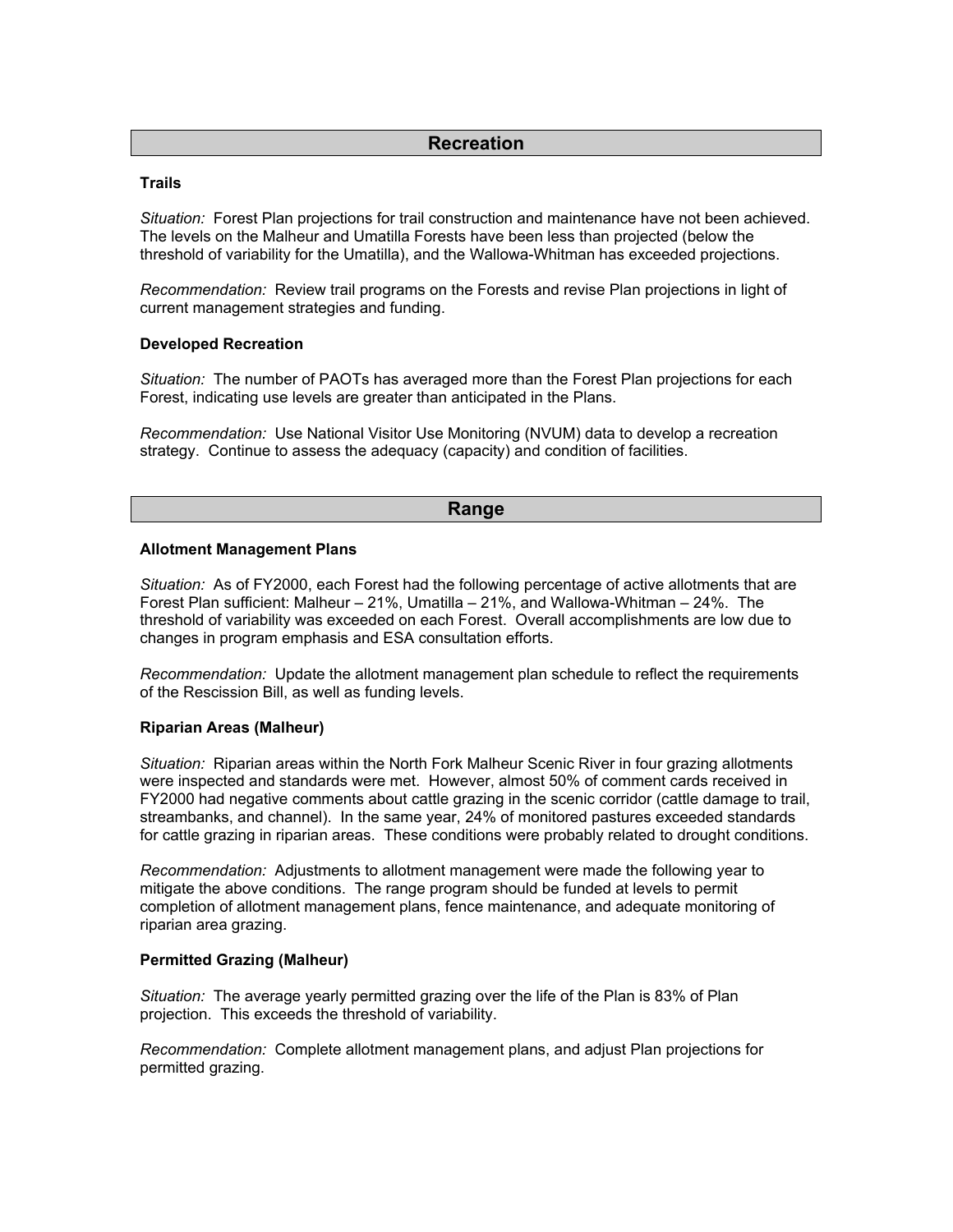## Recreation

### Trails

*Situation:* Forest Plan projections for trail construction and maintenance have not been achieved. The levels on the Malheur and Umatilla Forests have been less than projected (below the threshold of variability for the Umatilla), and the Wallowa-Whitman has exceeded projections.

*Recommendation:* Review trail programs on the Forests and revise Plan projections in light of current management strategies and funding.

### Developed Recreation

*Situation:* The number of PAOTs has averaged more than the Forest Plan projections for each Forest, indicating use levels are greater than anticipated in the Plans.

*Recommendation:* Use National Visitor Use Monitoring (NVUM) data to develop a recreation strategy. Continue to assess the adequacy (capacity) and condition of facilities.

## Range

### Allotment Management Plans

*Situation:* As of FY2000, each Forest had the following percentage of active allotments that are Forest Plan sufficient: Malheur – 21%, Umatilla – 21%, and Wallowa-Whitman – 24%. The threshold of variability was exceeded on each Forest. Overall accomplishments are low due to changes in program emphasis and ESA consultation efforts.

*Recommendation:* Update the allotment management plan schedule to reflect the requirements of the Rescission Bill, as well as funding levels.

### Riparian Areas (Malheur)

*Situation:* Riparian areas within the North Fork Malheur Scenic River in four grazing allotments were inspected and standards were met. However, almost 50% of comment cards received in FY2000 had negative comments about cattle grazing in the scenic corridor (cattle damage to trail, streambanks, and channel). In the same year, 24% of monitored pastures exceeded standards for cattle grazing in riparian areas. These conditions were probably related to drought conditions.

*Recommendation:* Adjustments to allotment management were made the following year to mitigate the above conditions. The range program should be funded at levels to permit completion of allotment management plans, fence maintenance, and adequate monitoring of riparian area grazing.

### Permitted Grazing (Malheur)

*Situation:* The average yearly permitted grazing over the life of the Plan is 83% of Plan projection. This exceeds the threshold of variability.

*Recommendation:* Complete allotment management plans, and adjust Plan projections for permitted grazing.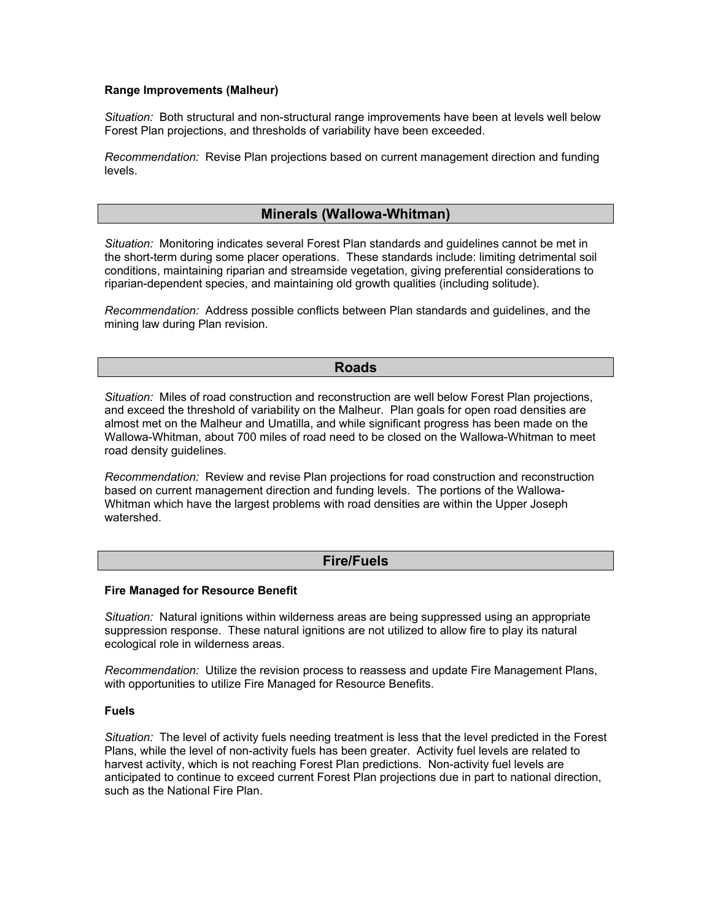### Range Improvements (Malheur)

*Situation:* Both structural and non-structural range improvements have been at levels well below Forest Plan projections, and thresholds of variability have been exceeded.

*Recommendation:* Revise Plan projections based on current management direction and funding levels.

## Minerals (Wallowa-Whitman)

*Situation:* Monitoring indicates several Forest Plan standards and guidelines cannot be met in the short-term during some placer operations. These standards include: limiting detrimental soil conditions, maintaining riparian and streamside vegetation, giving preferential considerations to riparian-dependent species, and maintaining old growth qualities (including solitude).

*Recommendation:* Address possible conflicts between Plan standards and guidelines, and the mining law during Plan revision.

## Roads

*Situation:* Miles of road construction and reconstruction are well below Forest Plan projections, and exceed the threshold of variability on the Malheur. Plan goals for open road densities are almost met on the Malheur and Umatilla, and while significant progress has been made on the Wallowa-Whitman, about 700 miles of road need to be closed on the Wallowa-Whitman to meet road density guidelines.

*Recommendation:* Review and revise Plan projections for road construction and reconstruction based on current management direction and funding levels. The portions of the Wallowa-Whitman which have the largest problems with road densities are within the Upper Joseph watershed.

## Fire/Fuels

### Fire Managed for Resource Benefit

*Situation:* Natural ignitions within wilderness areas are being suppressed using an appropriate suppression response. These natural ignitions are not utilized to allow fire to play its natural ecological role in wilderness areas.

*Recommendation:* Utilize the revision process to reassess and update Fire Management Plans, with opportunities to utilize Fire Managed for Resource Benefits.

### Fuels

*Situation:* The level of activity fuels needing treatment is less that the level predicted in the Forest Plans, while the level of non-activity fuels has been greater. Activity fuel levels are related to harvest activity, which is not reaching Forest Plan predictions. Non-activity fuel levels are anticipated to continue to exceed current Forest Plan projections due in part to national direction, such as the National Fire Plan.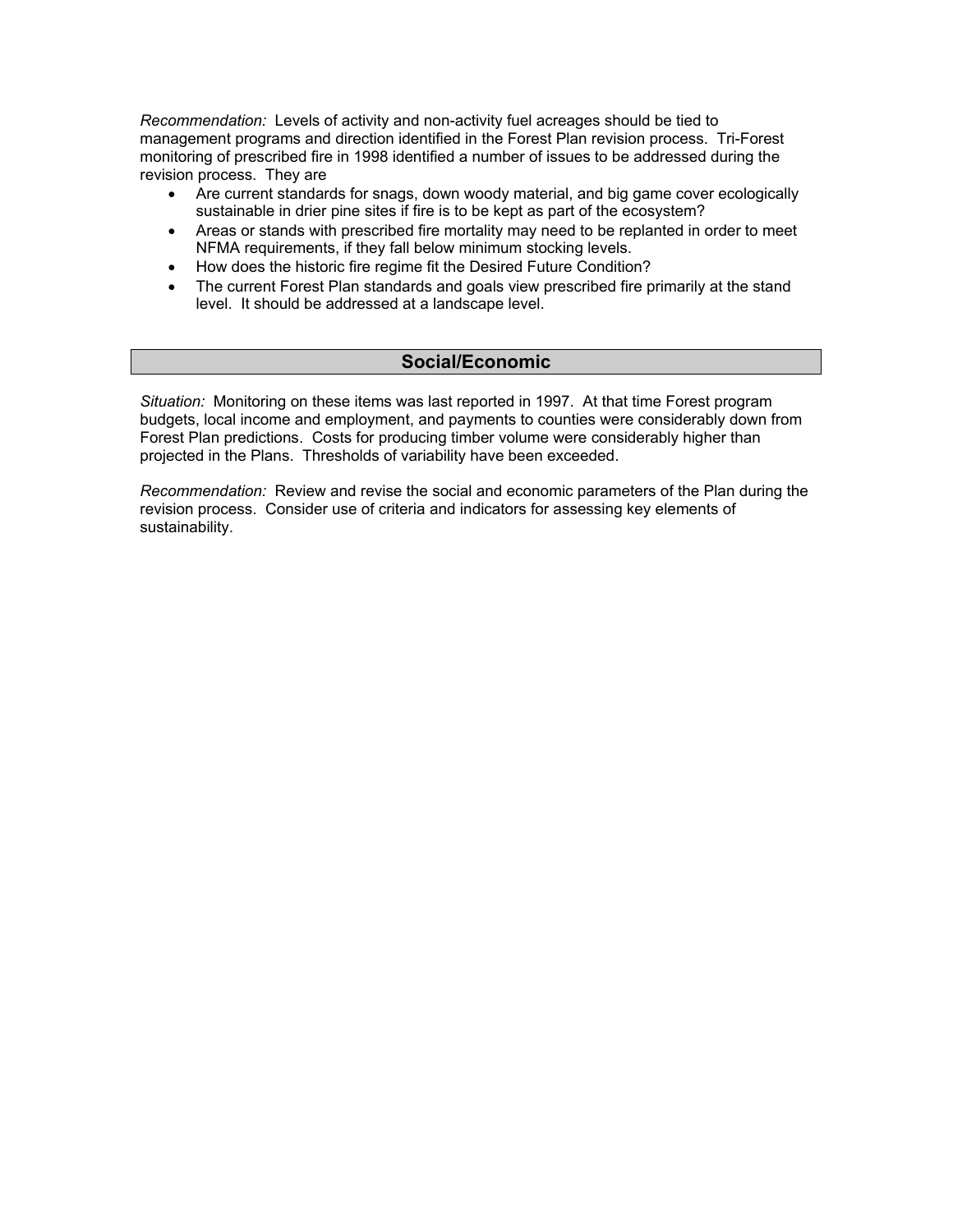*Recommendation:* Levels of activity and non-activity fuel acreages should be tied to management programs and direction identified in the Forest Plan revision process. Tri-Forest monitoring of prescribed fire in 1998 identified a number of issues to be addressed during the revision process. They are

- Are current standards for snags, down woody material, and big game cover ecologically sustainable in drier pine sites if fire is to be kept as part of the ecosystem?
- Areas or stands with prescribed fire mortality may need to be replanted in order to meet NFMA requirements, if they fall below minimum stocking levels.
- How does the historic fire regime fit the Desired Future Condition?
- The current Forest Plan standards and goals view prescribed fire primarily at the stand level. It should be addressed at a landscape level.

## Social/Economic

*Situation:* Monitoring on these items was last reported in 1997. At that time Forest program budgets, local income and employment, and payments to counties were considerably down from Forest Plan predictions. Costs for producing timber volume were considerably higher than projected in the Plans. Thresholds of variability have been exceeded.

*Recommendation:* Review and revise the social and economic parameters of the Plan during the revision process. Consider use of criteria and indicators for assessing key elements of sustainability.